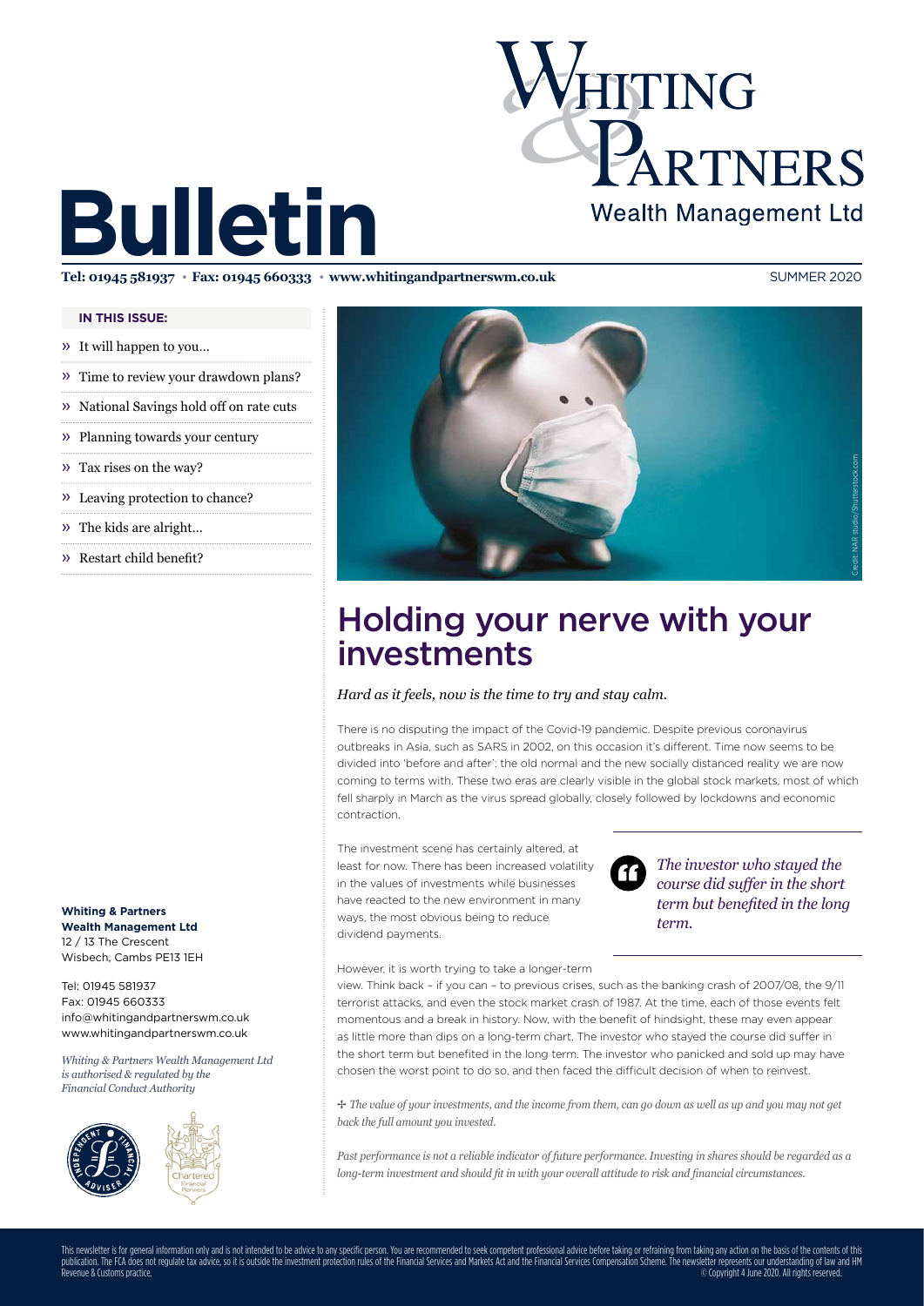# Bulletin

**Whiting & Partners Wealth Management Ltd**

**Tel: 01945 581937 • Fax: 01945 660333 • www.whitingandpartnerswm.co.uk** SUMMER 2020

**IN THIS ISSUE:**

- » It will happen to you...
- » Time to review your drawdown plans?
- » National Savings hold off on rate cuts
- » Planning towards your century
- » Tax rises on the way?
- » Leaving protection to chance?
- » The kids are alright...
- » Restart child benefit?

Credit: NAR studio/Shutterstock.com

## Holding your nerve with your investments

*Hard as it feels, now is the time to try and stay calm.*

There is no disputing the impact of the Covid-19 pandemic. Despite previous coronavirus outbreaks in Asia, such as SARS in 2002, on this occasion it's different. Time now seems to be divided into 'before and after': the old normal and the new socially distanced reality we are now coming to terms with. These two eras are clearly visible in the global stock markets, most of which fell sharply in March as the virus spread globally, closely followed by lockdowns and economic contraction.

The investment scene has certainly altered, at least for now. There has been increased volatility in the values of investments while businesses have reacted to the new environment in many ways, the most obvious being to reduce dividend payments.

> *The investor who stayed the course did suffer in the short term but benefited in the long term.*

However, it is worth trying to take a longer-term view. Think back – if you can – to previous crises, such as the banking crash of 2007/08, the 9/11 terrorist attacks, and even the stock market crash of 1987. At the time, each of those events felt momentous and a break in history. Now, with the benefit of hindsight, these may even appear as little more than dips on a long-term chart. The investor who stayed the course did suffer in the short term but benefited in the long term. The investor who panicked and sold up may have chosen the worst point to do so, and then faced the difficult decision of when to reinvest.

✣ *The value of your investments, and the income from them, can go down as well as up and you may not get back the full amount you invested.*

*Past performance is not a reliable indicator of future performance. Investing in shares should be regarded as a long-term investment and should fit in with your overall attitude to risk and financial circumstances.*

**Whiting & Partners Wealth Management Ltd**
12 / 13 The Crescent
Wisbech, Cambs PE13 1EH

Tel: 01945 581937
Fax: 01945 660333
info@whitingandpartnerswm.co.uk
www.whitingandpartnerswm.co.uk

*Whiting & Partners Wealth Management Ltd is authorised & regulated by the Financial Conduct Authority*

This newsletter is for general information only and is not intended to be advice to any specific person. You are recommended to seek competent professional advice before taking or refraining from taking any action on the basis of the contents of this publication. The FCA does not regulate tax advice, so it is outside the investment protection rules of the Financial Services and Markets Act and the Financial Services Compensation Scheme. The newsletter represents our understanding of law and HM Revenue & Customs practice. © Copyright 4 June 2020. All rights reserved.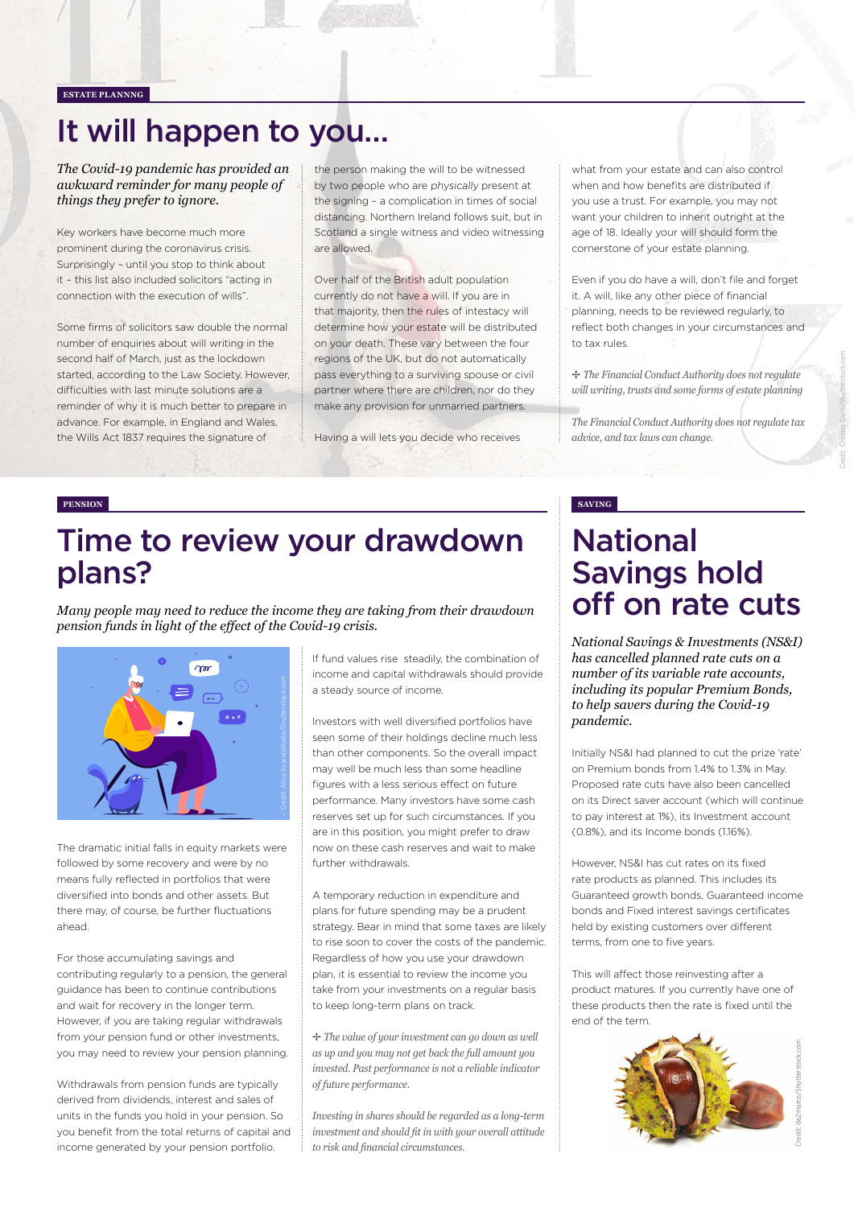ESTATE PLANNNG

# It will happen to you…

*The Covid-19 pandemic has provided an awkward reminder for many people of things they prefer to ignore.*

Key workers have become much more prominent during the coronavirus crisis. Surprisingly – until you stop to think about it – this list also included solicitors "acting in connection with the execution of wills".

Some firms of solicitors saw double the normal number of enquiries about will writing in the second half of March, just as the lockdown started, according to the Law Society. However, difficulties with last minute solutions are a reminder of why it is much better to prepare in advance. For example, in England and Wales, the Wills Act 1837 requires the signature of the person making the will to be witnessed by two people who are *physically* present at the signing – a complication in times of social distancing. Northern Ireland follows suit, but in Scotland a single witness and video witnessing are allowed.

Over half of the British adult population currently do not have a will. If you are in that majority, then the rules of intestacy will determine how your estate will be distributed on your death. These vary between the four regions of the UK, but do not automatically pass everything to a surviving spouse or civil partner where there are children, nor do they make any provision for unmarried partners.

Having a will lets you decide who receives what from your estate and can also control when and how benefits are distributed if you use a trust. For example, you may not want your children to inherit outright at the age of 18. Ideally your will should form the cornerstone of your estate planning.

Even if you do have a will, don't file and forget it. A will, like any other piece of financial planning, needs to be reviewed regularly, to reflect both changes in your circumstances and to tax rules.

✢ *The Financial Conduct Authority does not regulate will writing, trusts and some forms of estate planning*

*The Financial Conduct Authority does not regulate tax advice, and tax laws can change.*

PENSION

# Time to review your drawdown plans?

*Many people may need to reduce the income they are taking from their drawdown pension funds in light of the effect of the Covid-19 crisis.*

The dramatic initial falls in equity markets were followed by some recovery and were by no means fully reflected in portfolios that were diversified into bonds and other assets. But there may, of course, be further fluctuations ahead.

For those accumulating savings and contributing regularly to a pension, the general guidance has been to continue contributions and wait for recovery in the longer term. However, if you are taking regular withdrawals from your pension fund or other investments, you may need to review your pension planning.

Withdrawals from pension funds are typically derived from dividends, interest and sales of units in the funds you hold in your pension. So you benefit from the total returns of capital and income generated by your pension portfolio.

If fund values rise steadily, the combination of income and capital withdrawals should provide a steady source of income.

Investors with well diversified portfolios have seen some of their holdings decline much less than other components. So the overall impact may well be much less than some headline figures with a less serious effect on future performance. Many investors have some cash reserves set up for such circumstances. If you are in this position, you might prefer to draw now on these cash reserves and wait to make further withdrawals.

A temporary reduction in expenditure and plans for future spending may be a prudent strategy. Bear in mind that some taxes are likely to rise soon to cover the costs of the pandemic. Regardless of how you use your drawdown plan, it is essential to review the income you take from your investments on a regular basis to keep long-term plans on track.

✢ *The value of your investment can go down as well as up and you may not get back the full amount you invested. Past performance is not a reliable indicator of future performance.*

*Investing in shares should be regarded as a long-term investment and should fit in with your overall attitude to risk and financial circumstances.*

SAVING

# National Savings hold off on rate cuts

*National Savings & Investments (NS&I) has cancelled planned rate cuts on a number of its variable rate accounts, including its popular Premium Bonds, to help savers during the Covid-19 pandemic.*

Initially NS&I had planned to cut the prize 'rate' on Premium bonds from 1.4% to 1.3% in May. Proposed rate cuts have also been cancelled on its Direct saver account (which will continue to pay interest at 1%), its Investment account (0.8%), and its Income bonds (1.16%).

However, NS&I has cut rates on its fixed rate products as planned. This includes its Guaranteed growth bonds, Guaranteed income bonds and Fixed interest savings certificates held by existing customers over different terms, from one to five years.

This will affect those reinvesting after a product matures. If you currently have one of these products then the rate is fixed until the end of the term.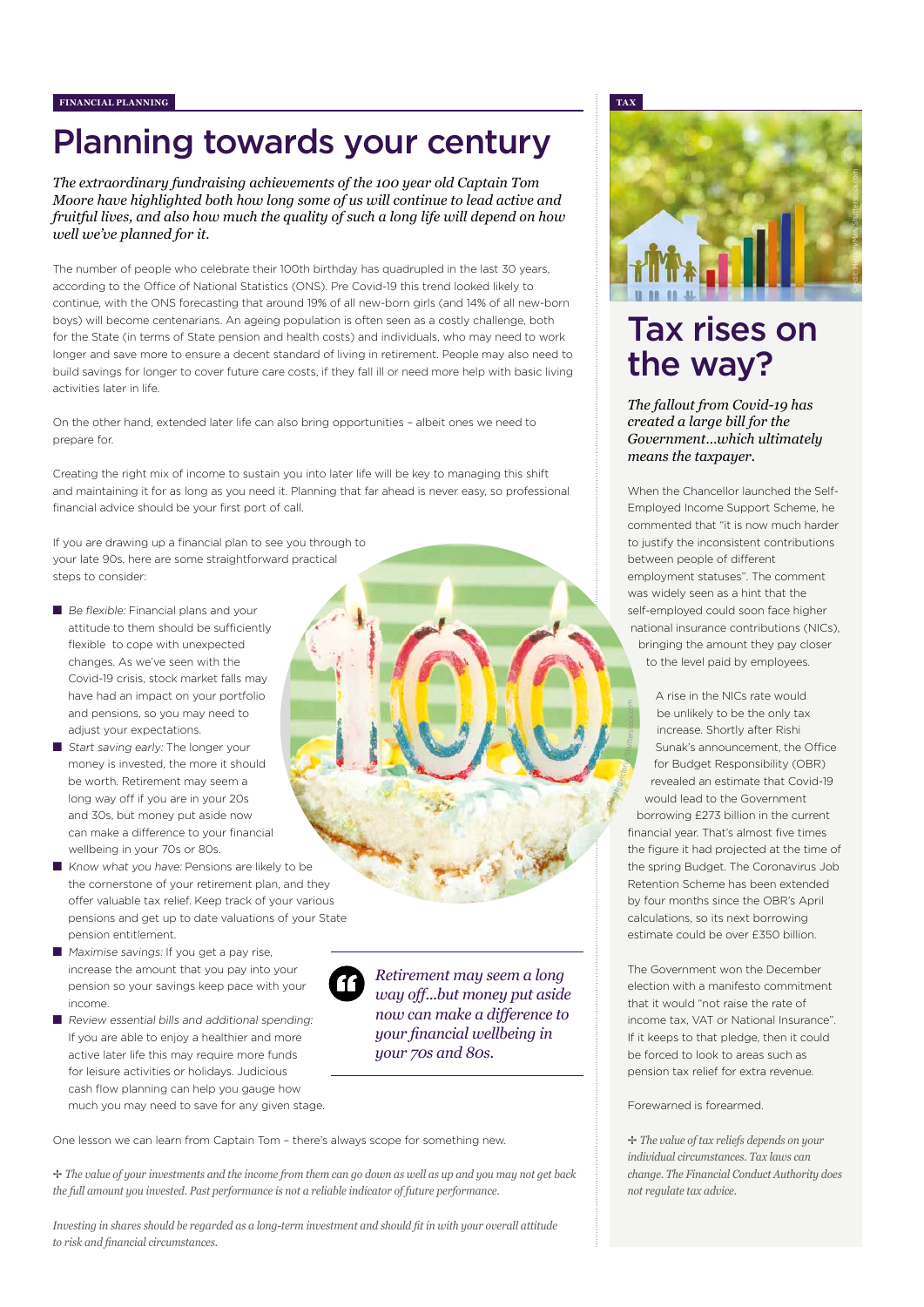FINANCIAL PLANNING

# Planning towards your century

*The extraordinary fundraising achievements of the 100 year old Captain Tom Moore have highlighted both how long some of us will continue to lead active and fruitful lives, and also how much the quality of such a long life will depend on how well we've planned for it.*

The number of people who celebrate their 100th birthday has quadrupled in the last 30 years, according to the Office of National Statistics (ONS). Pre Covid-19 this trend looked likely to continue, with the ONS forecasting that around 19% of all new-born girls (and 14% of all new-born boys) will become centenarians. An ageing population is often seen as a costly challenge, both for the State (in terms of State pension and health costs) and individuals, who may need to work longer and save more to ensure a decent standard of living in retirement. People may also need to build savings for longer to cover future care costs, if they fall ill or need more help with basic living activities later in life.

On the other hand, extended later life can also bring opportunities – albeit ones we need to prepare for.

Creating the right mix of income to sustain you into later life will be key to managing this shift and maintaining it for as long as you need it. Planning that far ahead is never easy, so professional financial advice should be your first port of call.

If you are drawing up a financial plan to see you through to your late 90s, here are some straightforward practical steps to consider:

- *Be flexible:* Financial plans and your attitude to them should be sufficiently flexible to cope with unexpected changes. As we've seen with the Covid-19 crisis, stock market falls may have had an impact on your portfolio and pensions, so you may need to adjust your expectations.
- *Start saving early:* The longer your money is invested, the more it should be worth. Retirement may seem a long way off if you are in your 20s and 30s, but money put aside now can make a difference to your financial wellbeing in your 70s or 80s.
- *Know what you have:* Pensions are likely to be the cornerstone of your retirement plan, and they offer valuable tax relief. Keep track of your various pensions and get up to date valuations of your State pension entitlement.
- *Maximise savings:* If you get a pay rise, increase the amount that you pay into your pension so your savings keep pace with your income.
- *Review essential bills and additional spending:* If you are able to enjoy a healthier and more active later life this may require more funds for leisure activities or holidays. Judicious cash flow planning can help you gauge how much you may need to save for any given stage.

> *Retirement may seem a long way off...but money put aside now can make a difference to your financial wellbeing in your 70s and 80s.*

One lesson we can learn from Captain Tom – there's always scope for something new.

*✢ The value of your investments and the income from them can go down as well as up and you may not get back the full amount you invested. Past performance is not a reliable indicator of future performance.*

*Investing in shares should be regarded as a long-term investment and should fit in with your overall attitude to risk and financial circumstances.*

TAX

# Tax rises on the way?

*The fallout from Covid-19 has created a large bill for the Government...which ultimately means the taxpayer.*

When the Chancellor launched the Self-Employed Income Support Scheme, he commented that "it is now much harder to justify the inconsistent contributions between people of different employment statuses". The comment was widely seen as a hint that the self-employed could soon face higher national insurance contributions (NICs), bringing the amount they pay closer to the level paid by employees.

A rise in the NICs rate would be unlikely to be the only tax increase. Shortly after Rishi Sunak's announcement, the Office for Budget Responsibility (OBR) revealed an estimate that Covid-19 would lead to the Government borrowing £273 billion in the current financial year. That's almost five times the figure it had projected at the time of the spring Budget. The Coronavirus Job Retention Scheme has been extended by four months since the OBR's April calculations, so its next borrowing estimate could be over £350 billion.

The Government won the December election with a manifesto commitment that it would "not raise the rate of income tax, VAT or National Insurance". If it keeps to that pledge, then it could be forced to look to areas such as pension tax relief for extra revenue.

Forewarned is forearmed.

*✢ The value of tax reliefs depends on your individual circumstances. Tax laws can change. The Financial Conduct Authority does not regulate tax advice.*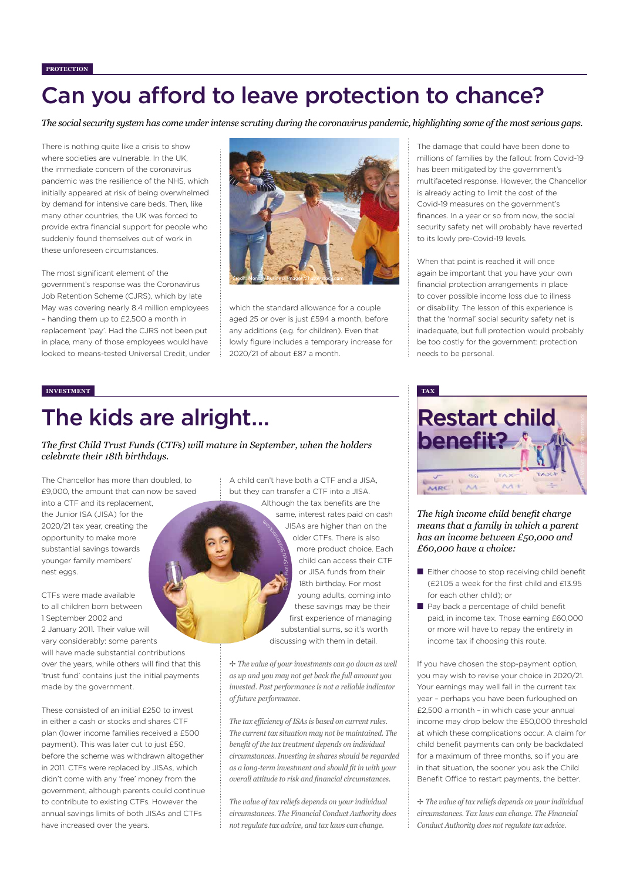PROTECTION

# Can you afford to leave protection to chance?

*The social security system has come under intense scrutiny during the coronavirus pandemic, highlighting some of the most serious gaps.*

There is nothing quite like a crisis to show where societies are vulnerable. In the UK, the immediate concern of the coronavirus pandemic was the resilience of the NHS, which initially appeared at risk of being overwhelmed by demand for intensive care beds. Then, like many other countries, the UK was forced to provide extra financial support for people who suddenly found themselves out of work in these unforeseen circumstances.

The most significant element of the government's response was the Coronavirus Job Retention Scheme (CJRS), which by late May was covering nearly 8.4 million employees – handing them up to £2,500 a month in replacement 'pay'. Had the CJRS not been put in place, many of those employees would have looked to means-tested Universal Credit, under which the standard allowance for a couple aged 25 or over is just £594 a month, before any additions (e.g. for children). Even that lowly figure includes a temporary increase for 2020/21 of about £87 a month.

The damage that could have been done to millions of families by the fallout from Covid-19 has been mitigated by the government's multifaceted response. However, the Chancellor is already acting to limit the cost of the Covid-19 measures on the government's finances. In a year or so from now, the social security safety net will probably have reverted to its lowly pre-Covid-19 levels.

When that point is reached it will once again be important that you have your own financial protection arrangements in place to cover possible income loss due to illness or disability. The lesson of this experience is that the 'normal' social security safety net is inadequate, but full protection would probably be too costly for the government: protection needs to be personal.

INVESTMENT

# The kids are alright...

*The first Child Trust Funds (CTFs) will mature in September, when the holders celebrate their 18th birthdays.*

The Chancellor has more than doubled, to £9,000, the amount that can now be saved into a CTF and its replacement, the Junior ISA (JISA) for the 2020/21 tax year, creating the opportunity to make more substantial savings towards younger family members' nest eggs.

CTFs were made available to all children born between 1 September 2002 and 2 January 2011. Their value will vary considerably: some parents will have made substantial contributions over the years, while others will find that this 'trust fund' contains just the initial payments made by the government.

These consisted of an initial £250 to invest in either a cash or stocks and shares CTF plan (lower income families received a £500 payment). This was later cut to just £50, before the scheme was withdrawn altogether in 2011. CTFs were replaced by JISAs, which didn't come with any 'free' money from the government, although parents could continue to contribute to existing CTFs. However the annual savings limits of both JISAs and CTFs have increased over the years.

A child can't have both a CTF and a JISA, but they can transfer a CTF into a JISA. Although the tax benefits are the same, interest rates paid on cash JISAs are higher than on the older CTFs. There is also more product choice. Each child can access their CTF or JISA funds from their 18th birthday. For most young adults, coming into these savings may be their first experience of managing substantial sums, so it's worth discussing with them in detail.

*The value of your investments can go down as well as up and you may not get back the full amount you invested. Past performance is not a reliable indicator of future performance.*

*The tax efficiency of ISAs is based on current rules. The current tax situation may not be maintained. The benefit of the tax treatment depends on individual circumstances. Investing in shares should be regarded as a long-term investment and should fit in with your overall attitude to risk and financial circumstances.*

*The value of tax reliefs depends on your individual circumstances. The Financial Conduct Authority does not regulate tax advice, and tax laws can change.*

TAX

# Restart child benefit?

*The high income child benefit charge means that a family in which a parent has an income between £50,000 and £60,000 have a choice:*

- Either choose to stop receiving child benefit (£21.05 a week for the first child and £13.95 for each other child); or
- Pay back a percentage of child benefit paid, in income tax. Those earning £60,000 or more will have to repay the entirety in income tax if choosing this route.

If you have chosen the stop-payment option, you may wish to revise your choice in 2020/21. Your earnings may well fall in the current tax year – perhaps you have been furloughed on £2,500 a month – in which case your annual income may drop below the £50,000 threshold at which these complications occur. A claim for child benefit payments can only be backdated for a maximum of three months, so if you are in that situation, the sooner you ask the Child Benefit Office to restart payments, the better.

*The value of tax reliefs depends on your individual circumstances. Tax laws can change. The Financial Conduct Authority does not regulate tax advice.*